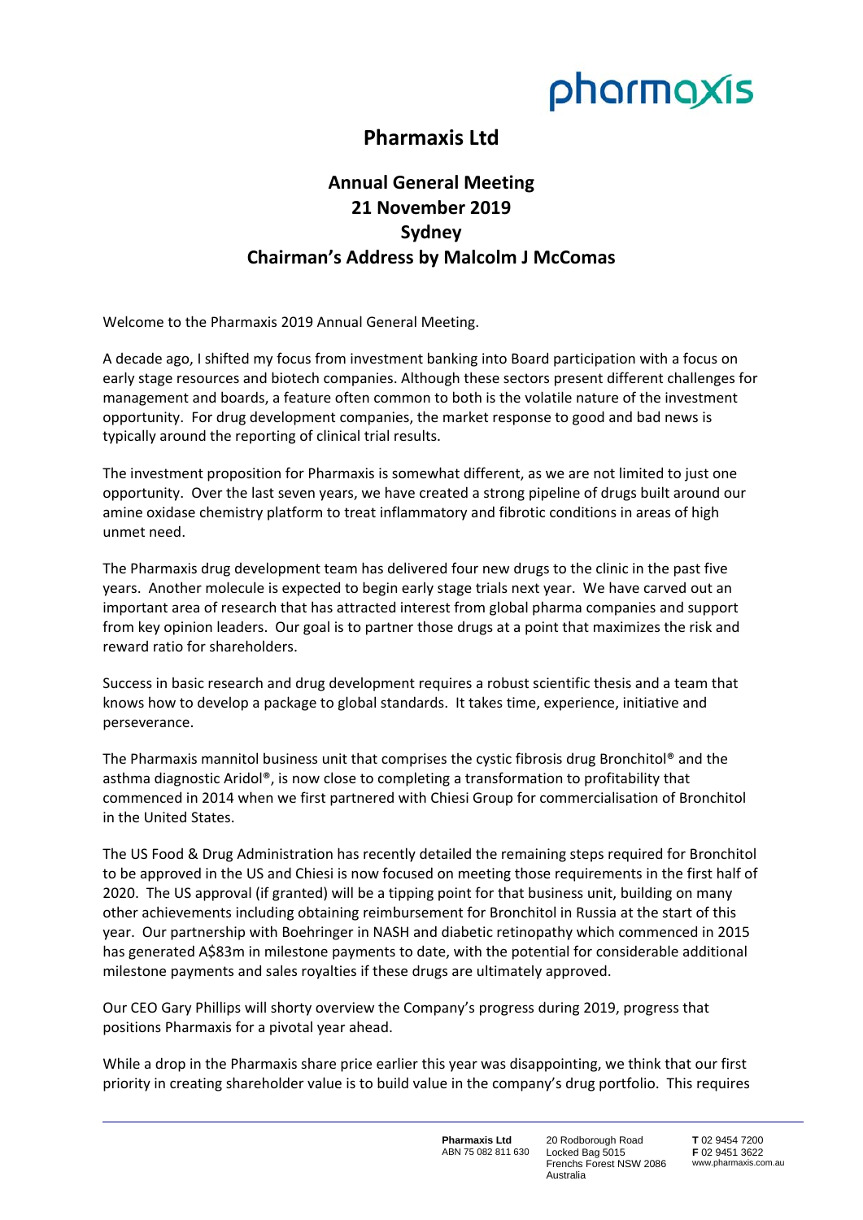# Pharmaxis Ltd

## Annual General Meeting
## 21 November 2019
## Sydney
## Chairman's Address by Malcolm J McComas

Welcome to the Pharmaxis 2019 Annual General Meeting.

A decade ago, I shifted my focus from investment banking into Board participation with a focus on early stage resources and biotech companies. Although these sectors present different challenges for management and boards, a feature often common to both is the volatile nature of the investment opportunity. For drug development companies, the market response to good and bad news is typically around the reporting of clinical trial results.

The investment proposition for Pharmaxis is somewhat different, as we are not limited to just one opportunity. Over the last seven years, we have created a strong pipeline of drugs built around our amine oxidase chemistry platform to treat inflammatory and fibrotic conditions in areas of high unmet need.

The Pharmaxis drug development team has delivered four new drugs to the clinic in the past five years. Another molecule is expected to begin early stage trials next year. We have carved out an important area of research that has attracted interest from global pharma companies and support from key opinion leaders. Our goal is to partner those drugs at a point that maximizes the risk and reward ratio for shareholders.

Success in basic research and drug development requires a robust scientific thesis and a team that knows how to develop a package to global standards. It takes time, experience, initiative and perseverance.

The Pharmaxis mannitol business unit that comprises the cystic fibrosis drug Bronchitol® and the asthma diagnostic Aridol®, is now close to completing a transformation to profitability that commenced in 2014 when we first partnered with Chiesi Group for commercialisation of Bronchitol in the United States.

The US Food & Drug Administration has recently detailed the remaining steps required for Bronchitol to be approved in the US and Chiesi is now focused on meeting those requirements in the first half of 2020. The US approval (if granted) will be a tipping point for that business unit, building on many other achievements including obtaining reimbursement for Bronchitol in Russia at the start of this year. Our partnership with Boehringer in NASH and diabetic retinopathy which commenced in 2015 has generated A$83m in milestone payments to date, with the potential for considerable additional milestone payments and sales royalties if these drugs are ultimately approved.

Our CEO Gary Phillips will shorty overview the Company's progress during 2019, progress that positions Pharmaxis for a pivotal year ahead.

While a drop in the Pharmaxis share price earlier this year was disappointing, we think that our first priority in creating shareholder value is to build value in the company's drug portfolio. This requires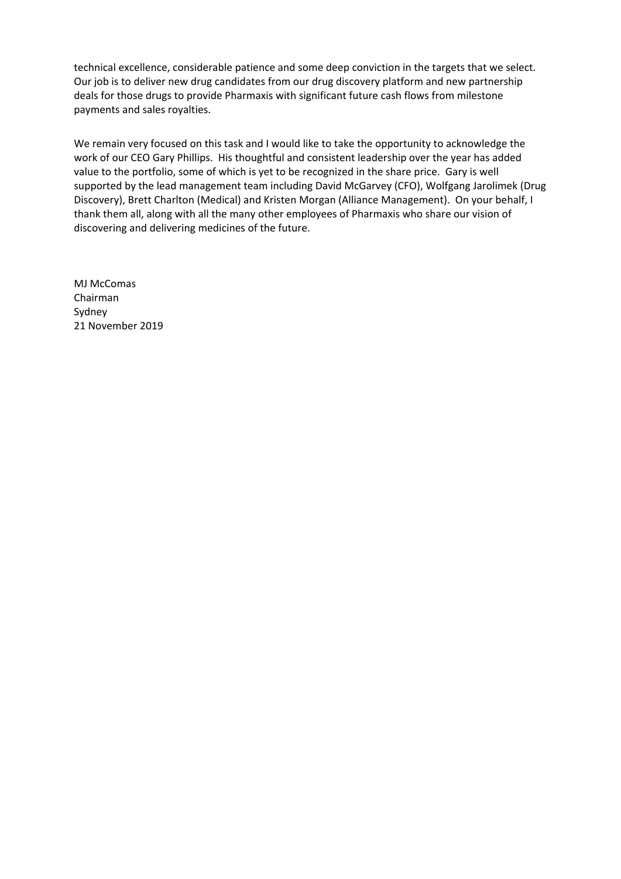technical excellence, considerable patience and some deep conviction in the targets that we select. Our job is to deliver new drug candidates from our drug discovery platform and new partnership deals for those drugs to provide Pharmaxis with significant future cash flows from milestone payments and sales royalties.

We remain very focused on this task and I would like to take the opportunity to acknowledge the work of our CEO Gary Phillips. His thoughtful and consistent leadership over the year has added value to the portfolio, some of which is yet to be recognized in the share price. Gary is well supported by the lead management team including David McGarvey (CFO), Wolfgang Jarolimek (Drug Discovery), Brett Charlton (Medical) and Kristen Morgan (Alliance Management). On your behalf, I thank them all, along with all the many other employees of Pharmaxis who share our vision of discovering and delivering medicines of the future.

MJ McComas  
Chairman  
Sydney  
21 November 2019